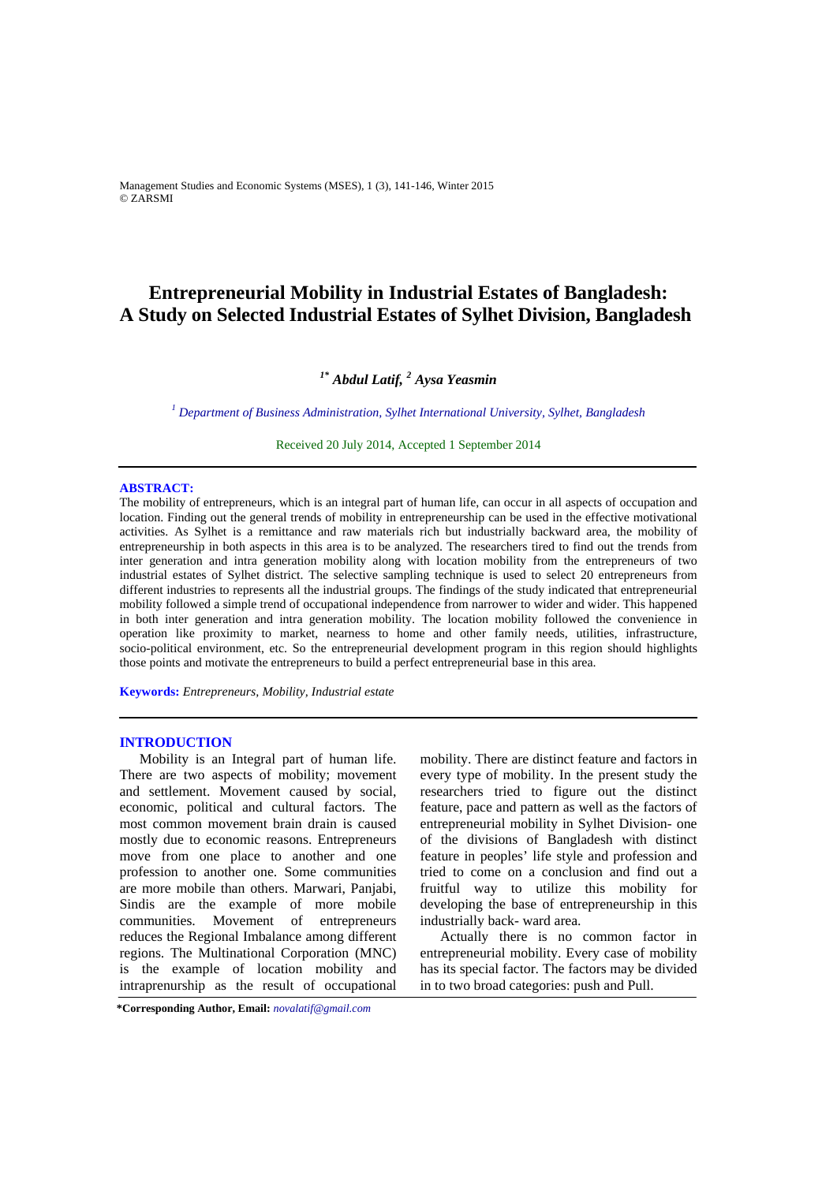# Entrepreneurial Mobility in Industrial Estates of Bangladesh: A Study on Selected Industrial Estates of Sylhet Division, Bangladesh

***[1\*]* Abdul Latif, *[2]* Aysa Yeasmin**

*[1] Department of Business Administration, Sylhet International University, Sylhet, Bangladesh*

Received 20 July 2014, Accepted 1 September 2014

---

**ABSTRACT:**

The mobility of entrepreneurs, which is an integral part of human life, can occur in all aspects of occupation and location. Finding out the general trends of mobility in entrepreneurship can be used in the effective motivational activities. As Sylhet is a remittance and raw materials rich but industrially backward area, the mobility of entrepreneurship in both aspects in this area is to be analyzed. The researchers tired to find out the trends from inter generation and intra generation mobility along with location mobility from the entrepreneurs of two industrial estates of Sylhet district. The selective sampling technique is used to select 20 entrepreneurs from different industries to represents all the industrial groups. The findings of the study indicated that entrepreneurial mobility followed a simple trend of occupational independence from narrower to wider and wider. This happened in both inter generation and intra generation mobility. The location mobility followed the convenience in operation like proximity to market, nearness to home and other family needs, utilities, infrastructure, socio-political environment, etc. So the entrepreneurial development program in this region should highlights those points and motivate the entrepreneurs to build a perfect entrepreneurial base in this area.

**Keywords:** *Entrepreneurs, Mobility, Industrial estate*

---

## INTRODUCTION

Mobility is an Integral part of human life. There are two aspects of mobility; movement and settlement. Movement caused by social, economic, political and cultural factors. The most common movement brain drain is caused mostly due to economic reasons. Entrepreneurs move from one place to another and one profession to another one. Some communities are more mobile than others. Marwari, Panjabi, Sindis are the example of more mobile communities. Movement of entrepreneurs reduces the Regional Imbalance among different regions. The Multinational Corporation (MNC) is the example of location mobility and intraprenurship as the result of occupational mobility. There are distinct feature and factors in every type of mobility. In the present study the researchers tried to figure out the distinct feature, pace and pattern as well as the factors of entrepreneurial mobility in Sylhet Division- one of the divisions of Bangladesh with distinct feature in peoples' life style and profession and tried to come on a conclusion and find out a fruitful way to utilize this mobility for developing the base of entrepreneurship in this industrially back- ward area.

Actually there is no common factor in entrepreneurial mobility. Every case of mobility has its special factor. The factors may be divided in to two broad categories: push and Pull.

**\*Corresponding Author, Email:** *novalatif@gmail.com*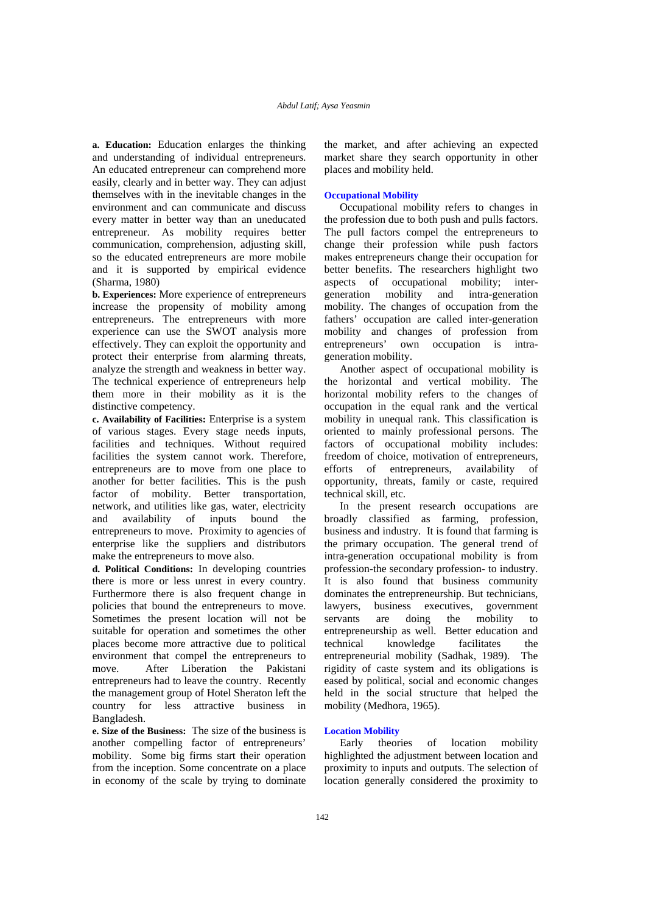**a. Education:** Education enlarges the thinking and understanding of individual entrepreneurs. An educated entrepreneur can comprehend more easily, clearly and in better way. They can adjust themselves with in the inevitable changes in the environment and can communicate and discuss every matter in better way than an uneducated entrepreneur. As mobility requires better communication, comprehension, adjusting skill, so the educated entrepreneurs are more mobile and it is supported by empirical evidence (Sharma, 1980)

**b. Experiences:** More experience of entrepreneurs increase the propensity of mobility among entrepreneurs. The entrepreneurs with more experience can use the SWOT analysis more effectively. They can exploit the opportunity and protect their enterprise from alarming threats, analyze the strength and weakness in better way. The technical experience of entrepreneurs help them more in their mobility as it is the distinctive competency.

**c. Availability of Facilities:** Enterprise is a system of various stages. Every stage needs inputs, facilities and techniques. Without required facilities the system cannot work. Therefore, entrepreneurs are to move from one place to another for better facilities. This is the push factor of mobility. Better transportation, network, and utilities like gas, water, electricity and availability of inputs bound the entrepreneurs to move. Proximity to agencies of enterprise like the suppliers and distributors make the entrepreneurs to move also.

**d. Political Conditions:** In developing countries there is more or less unrest in every country. Furthermore there is also frequent change in policies that bound the entrepreneurs to move. Sometimes the present location will not be suitable for operation and sometimes the other places become more attractive due to political environment that compel the entrepreneurs to move. After Liberation the Pakistani entrepreneurs had to leave the country. Recently the management group of Hotel Sheraton left the country for less attractive business in Bangladesh.

**e. Size of the Business:** The size of the business is another compelling factor of entrepreneurs' mobility. Some big firms start their operation from the inception. Some concentrate on a place in economy of the scale by trying to dominate the market, and after achieving an expected market share they search opportunity in other places and mobility held.

## Occupational Mobility

Occupational mobility refers to changes in the profession due to both push and pulls factors. The pull factors compel the entrepreneurs to change their profession while push factors makes entrepreneurs change their occupation for better benefits. The researchers highlight two aspects of occupational mobility; inter-generation mobility and intra-generation mobility. The changes of occupation from the fathers' occupation are called inter-generation mobility and changes of profession from entrepreneurs' own occupation is intra-generation mobility.

Another aspect of occupational mobility is the horizontal and vertical mobility. The horizontal mobility refers to the changes of occupation in the equal rank and the vertical mobility in unequal rank. This classification is oriented to mainly professional persons. The factors of occupational mobility includes: freedom of choice, motivation of entrepreneurs, efforts of entrepreneurs, availability of opportunity, threats, family or caste, required technical skill, etc.

In the present research occupations are broadly classified as farming, profession, business and industry. It is found that farming is the primary occupation. The general trend of intra-generation occupational mobility is from profession-the secondary profession- to industry. It is also found that business community dominates the entrepreneurship. But technicians, lawyers, business executives, government servants are doing the mobility to entrepreneurship as well. Better education and technical knowledge facilitates the entrepreneurial mobility (Sadhak, 1989). The rigidity of caste system and its obligations is eased by political, social and economic changes held in the social structure that helped the mobility (Medhora, 1965).

## Location Mobility

Early theories of location mobility highlighted the adjustment between location and proximity to inputs and outputs. The selection of location generally considered the proximity to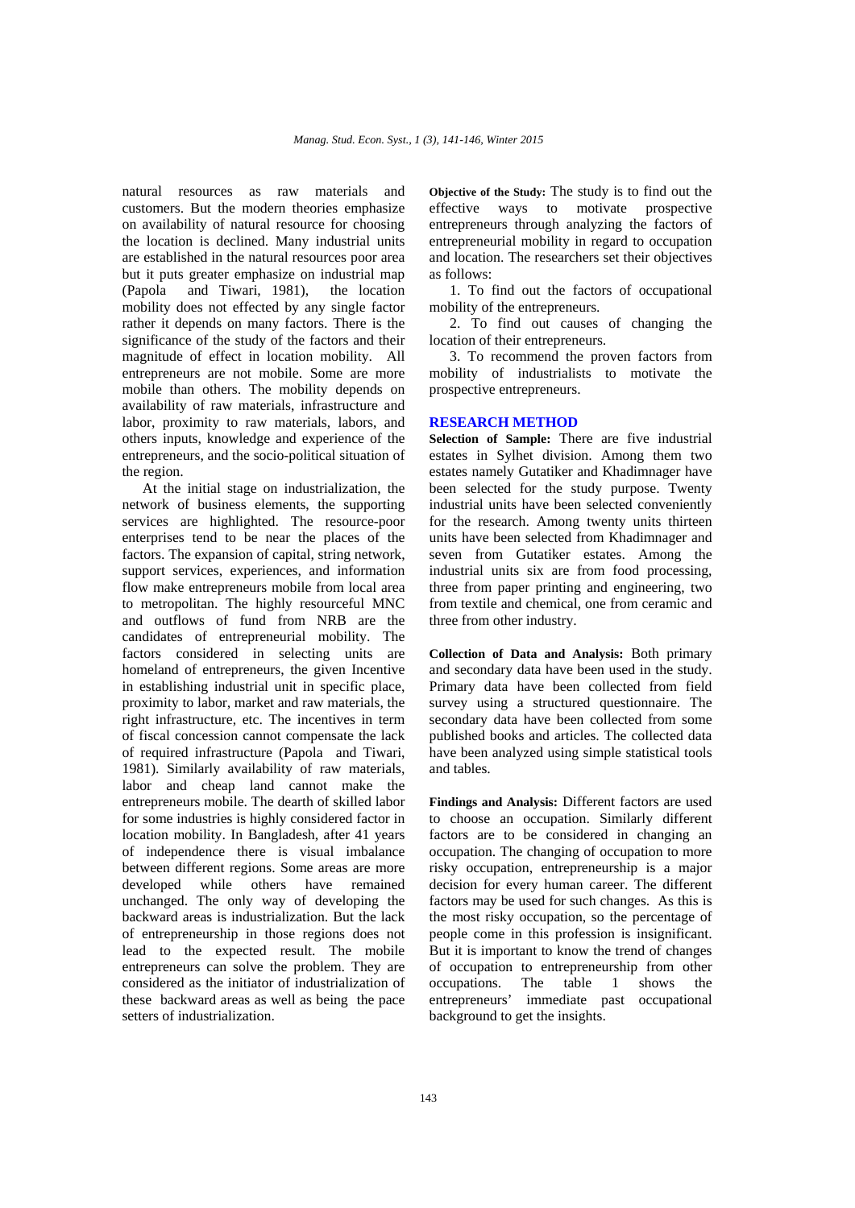natural resources as raw materials and customers. But the modern theories emphasize on availability of natural resource for choosing the location is declined. Many industrial units are established in the natural resources poor area but it puts greater emphasize on industrial map (Papola and Tiwari, 1981), the location mobility does not effected by any single factor rather it depends on many factors. There is the significance of the study of the factors and their magnitude of effect in location mobility. All entrepreneurs are not mobile. Some are more mobile than others. The mobility depends on availability of raw materials, infrastructure and labor, proximity to raw materials, labors, and others inputs, knowledge and experience of the entrepreneurs, and the socio-political situation of the region.

At the initial stage on industrialization, the network of business elements, the supporting services are highlighted. The resource-poor enterprises tend to be near the places of the factors. The expansion of capital, string network, support services, experiences, and information flow make entrepreneurs mobile from local area to metropolitan. The highly resourceful MNC and outflows of fund from NRB are the candidates of entrepreneurial mobility. The factors considered in selecting units are homeland of entrepreneurs, the given Incentive in establishing industrial unit in specific place, proximity to labor, market and raw materials, the right infrastructure, etc. The incentives in term of fiscal concession cannot compensate the lack of required infrastructure (Papola and Tiwari, 1981). Similarly availability of raw materials, labor and cheap land cannot make the entrepreneurs mobile. The dearth of skilled labor for some industries is highly considered factor in location mobility. In Bangladesh, after 41 years of independence there is visual imbalance between different regions. Some areas are more developed while others have remained unchanged. The only way of developing the backward areas is industrialization. But the lack of entrepreneurship in those regions does not lead to the expected result. The mobile entrepreneurs can solve the problem. They are considered as the initiator of industrialization of these backward areas as well as being the pace setters of industrialization.

**Objective of the Study:** The study is to find out the effective ways to motivate prospective entrepreneurs through analyzing the factors of entrepreneurial mobility in regard to occupation and location. The researchers set their objectives as follows:

1. To find out the factors of occupational mobility of the entrepreneurs.
2. To find out causes of changing the location of their entrepreneurs.
3. To recommend the proven factors from mobility of industrialists to motivate the prospective entrepreneurs.

## RESEARCH METHOD

**Selection of Sample:** There are five industrial estates in Sylhet division. Among them two estates namely Gutatiker and Khadimnager have been selected for the study purpose. Twenty industrial units have been selected conveniently for the research. Among twenty units thirteen units have been selected from Khadimnager and seven from Gutatiker estates. Among the industrial units six are from food processing, three from paper printing and engineering, two from textile and chemical, one from ceramic and three from other industry.

**Collection of Data and Analysis:** Both primary and secondary data have been used in the study. Primary data have been collected from field survey using a structured questionnaire. The secondary data have been collected from some published books and articles. The collected data have been analyzed using simple statistical tools and tables.

**Findings and Analysis:** Different factors are used to choose an occupation. Similarly different factors are to be considered in changing an occupation. The changing of occupation to more risky occupation, entrepreneurship is a major decision for every human career. The different factors may be used for such changes. As this is the most risky occupation, so the percentage of people come in this profession is insignificant. But it is important to know the trend of changes of occupation to entrepreneurship from other occupations. The table 1 shows the entrepreneurs' immediate past occupational background to get the insights.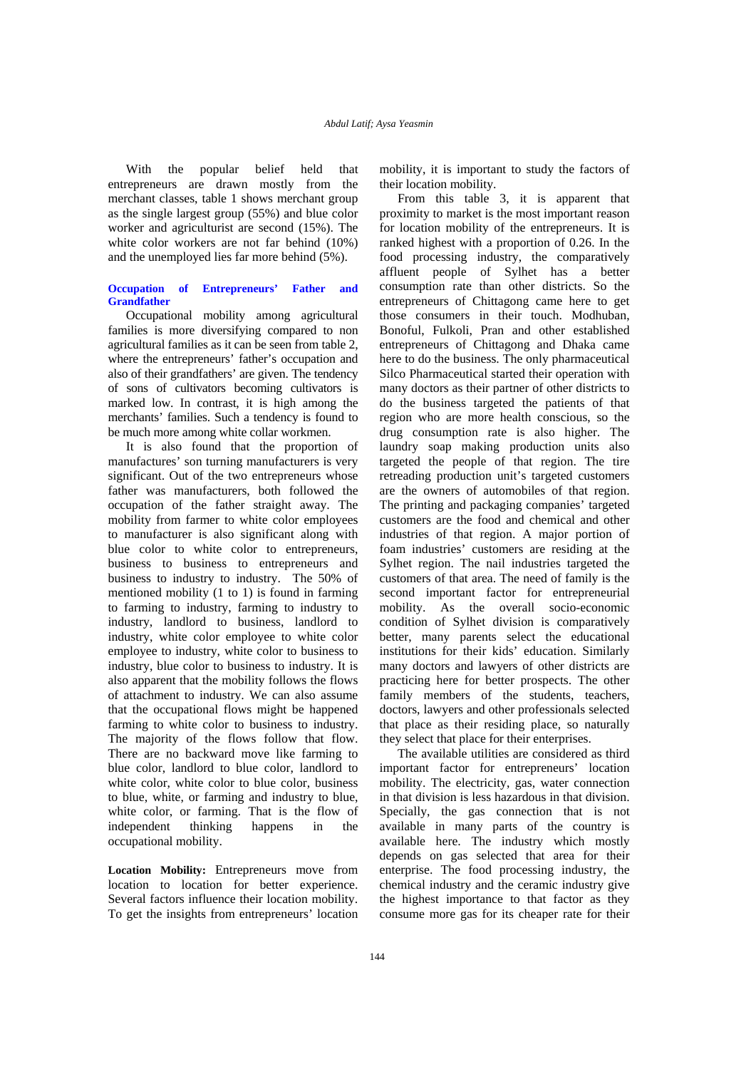With the popular belief held that entrepreneurs are drawn mostly from the merchant classes, table 1 shows merchant group as the single largest group (55%) and blue color worker and agriculturist are second (15%). The white color workers are not far behind (10%) and the unemployed lies far more behind (5%).

### Occupation of Entrepreneurs' Father and Grandfather

Occupational mobility among agricultural families is more diversifying compared to non agricultural families as it can be seen from table 2, where the entrepreneurs' father's occupation and also of their grandfathers' are given. The tendency of sons of cultivators becoming cultivators is marked low. In contrast, it is high among the merchants' families. Such a tendency is found to be much more among white collar workmen.

It is also found that the proportion of manufactures' son turning manufacturers is very significant. Out of the two entrepreneurs whose father was manufacturers, both followed the occupation of the father straight away. The mobility from farmer to white color employees to manufacturer is also significant along with blue color to white color to entrepreneurs, business to business to entrepreneurs and business to industry to industry. The 50% of mentioned mobility (1 to 1) is found in farming to farming to industry, farming to industry to industry, landlord to business, landlord to industry, white color employee to white color employee to industry, white color to business to industry, blue color to business to industry. It is also apparent that the mobility follows the flows of attachment to industry. We can also assume that the occupational flows might be happened farming to white color to business to industry. The majority of the flows follow that flow. There are no backward move like farming to blue color, landlord to blue color, landlord to white color, white color to blue color, business to blue, white, or farming and industry to blue, white color, or farming. That is the flow of independent thinking happens in the occupational mobility.

**Location Mobility:** Entrepreneurs move from location to location for better experience. Several factors influence their location mobility. To get the insights from entrepreneurs' location mobility, it is important to study the factors of their location mobility.

From this table 3, it is apparent that proximity to market is the most important reason for location mobility of the entrepreneurs. It is ranked highest with a proportion of 0.26. In the food processing industry, the comparatively affluent people of Sylhet has a better consumption rate than other districts. So the entrepreneurs of Chittagong came here to get those consumers in their touch. Modhuban, Bonoful, Fulkoli, Pran and other established entrepreneurs of Chittagong and Dhaka came here to do the business. The only pharmaceutical Silco Pharmaceutical started their operation with many doctors as their partner of other districts to do the business targeted the patients of that region who are more health conscious, so the drug consumption rate is also higher. The laundry soap making production units also targeted the people of that region. The tire retreading production unit's targeted customers are the owners of automobiles of that region. The printing and packaging companies' targeted customers are the food and chemical and other industries of that region. A major portion of foam industries' customers are residing at the Sylhet region. The nail industries targeted the customers of that area. The need of family is the second important factor for entrepreneurial mobility. As the overall socio-economic condition of Sylhet division is comparatively better, many parents select the educational institutions for their kids' education. Similarly many doctors and lawyers of other districts are practicing here for better prospects. The other family members of the students, teachers, doctors, lawyers and other professionals selected that place as their residing place, so naturally they select that place for their enterprises.

The available utilities are considered as third important factor for entrepreneurs' location mobility. The electricity, gas, water connection in that division is less hazardous in that division. Specially, the gas connection that is not available in many parts of the country is available here. The industry which mostly depends on gas selected that area for their enterprise. The food processing industry, the chemical industry and the ceramic industry give the highest importance to that factor as they consume more gas for its cheaper rate for their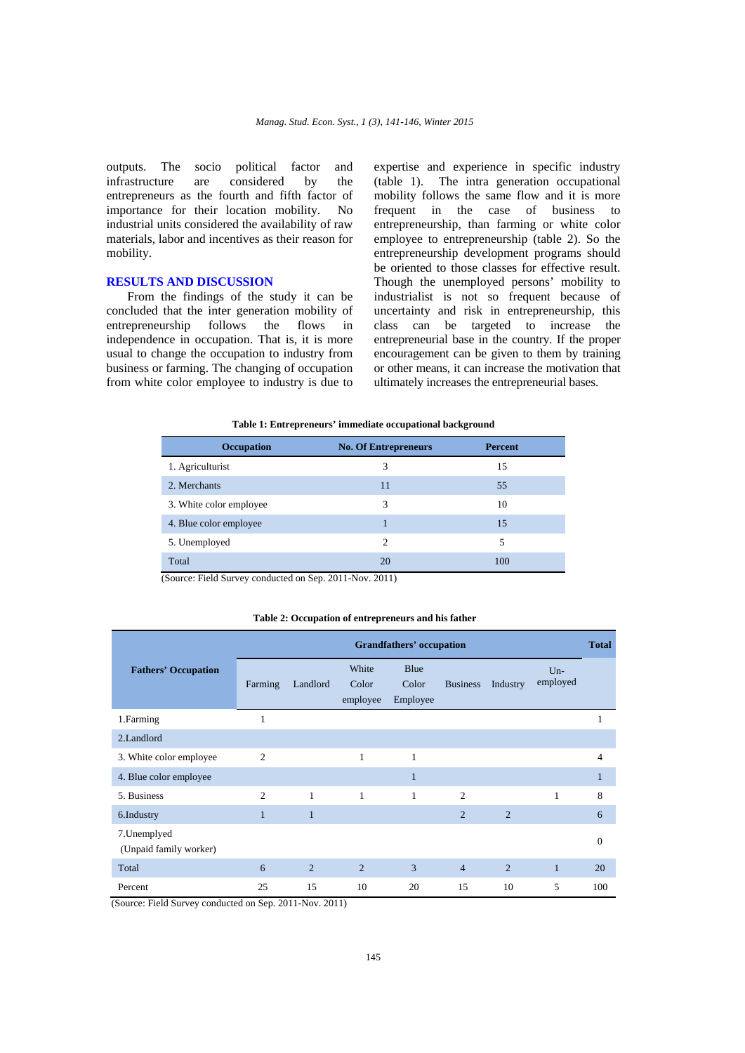outputs. The socio political factor and infrastructure are considered by the entrepreneurs as the fourth and fifth factor of importance for their location mobility. No industrial units considered the availability of raw materials, labor and incentives as their reason for mobility.

## RESULTS AND DISCUSSION

From the findings of the study it can be concluded that the inter generation mobility of entrepreneurship follows the flows in independence in occupation. That is, it is more usual to change the occupation to industry from business or farming. The changing of occupation from white color employee to industry is due to expertise and experience in specific industry (table 1). The intra generation occupational mobility follows the same flow and it is more frequent in the case of business to entrepreneurship, than farming or white color employee to entrepreneurship (table 2). So the entrepreneurship development programs should be oriented to those classes for effective result. Though the unemployed persons' mobility to industrialist is not so frequent because of uncertainty and risk in entrepreneurship, this class can be targeted to increase the entrepreneurial base in the country. If the proper encouragement can be given to them by training or other means, it can increase the motivation that ultimately increases the entrepreneurial bases.

**Table 1: Entrepreneurs' immediate occupational background**

| Occupation | No. Of Entrepreneurs | Percent |
|---|---|---|
| 1. Agriculturist | 3 | 15 |
| 2. Merchants | 11 | 55 |
| 3. White color employee | 3 | 10 |
| 4. Blue color employee | 1 | 15 |
| 5. Unemployed | 2 | 5 |
| Total | 20 | 100 |

(Source: Field Survey conducted on Sep. 2011-Nov. 2011)

**Table 2: Occupation of entrepreneurs and his father**

| Fathers' Occupation | Grandfathers' occupation | | | | | | | Total |
|---|---|---|---|---|---|---|---|---|
| | Farming | Landlord | White Color employee | Blue Color Employee | Business | Industry | Un-employed | |
| 1.Farming | 1 | | | | | | | 1 |
| 2.Landlord | | | | | | | | |
| 3. White color employee | 2 | | 1 | 1 | | | | 4 |
| 4. Blue color employee | | | | 1 | | | | 1 |
| 5. Business | 2 | 1 | 1 | 1 | 2 | | 1 | 8 |
| 6.Industry | 1 | 1 | | | 2 | 2 | | 6 |
| 7.Unemplyed (Unpaid family worker) | | | | | | | | 0 |
| Total | 6 | 2 | 2 | 3 | 4 | 2 | 1 | 20 |
| Percent | 25 | 15 | 10 | 20 | 15 | 10 | 5 | 100 |

(Source: Field Survey conducted on Sep. 2011-Nov. 2011)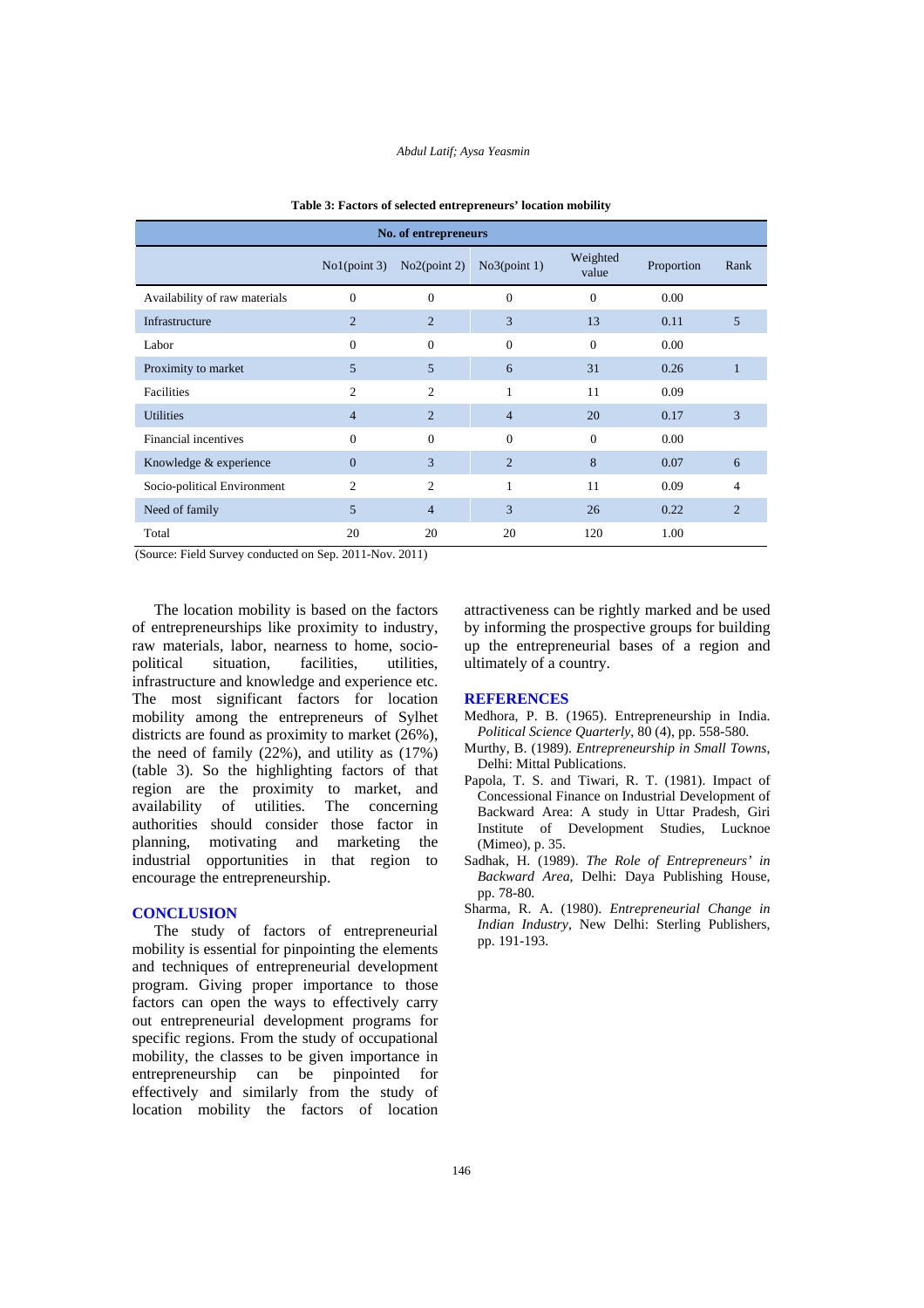**Table 3: Factors of selected entrepreneurs' location mobility**

| | No. of entrepreneurs | | | | | |
|---|---|---|---|---|---|---|
| | No1(point 3) | No2(point 2) | No3(point 1) | Weighted value | Proportion | Rank |
| Availability of raw materials | 0 | 0 | 0 | 0 | 0.00 | |
| Infrastructure | 2 | 2 | 3 | 13 | 0.11 | 5 |
| Labor | 0 | 0 | 0 | 0 | 0.00 | |
| Proximity to market | 5 | 5 | 6 | 31 | 0.26 | 1 |
| Facilities | 2 | 2 | 1 | 11 | 0.09 | |
| Utilities | 4 | 2 | 4 | 20 | 0.17 | 3 |
| Financial incentives | 0 | 0 | 0 | 0 | 0.00 | |
| Knowledge & experience | 0 | 3 | 2 | 8 | 0.07 | 6 |
| Socio-political Environment | 2 | 2 | 1 | 11 | 0.09 | 4 |
| Need of family | 5 | 4 | 3 | 26 | 0.22 | 2 |
| Total | 20 | 20 | 20 | 120 | 1.00 | |

(Source: Field Survey conducted on Sep. 2011-Nov. 2011)

The location mobility is based on the factors of entrepreneurships like proximity to industry, raw materials, labor, nearness to home, socio-political situation, facilities, utilities, infrastructure and knowledge and experience etc. The most significant factors for location mobility among the entrepreneurs of Sylhet districts are found as proximity to market (26%), the need of family (22%), and utility as (17%) (table 3). So the highlighting factors of that region are the proximity to market, and availability of utilities. The concerning authorities should consider those factor in planning, motivating and marketing the industrial opportunities in that region to encourage the entrepreneurship.

## CONCLUSION

The study of factors of entrepreneurial mobility is essential for pinpointing the elements and techniques of entrepreneurial development program. Giving proper importance to those factors can open the ways to effectively carry out entrepreneurial development programs for specific regions. From the study of occupational mobility, the classes to be given importance in entrepreneurship can be pinpointed for effectively and similarly from the study of location mobility the factors of location attractiveness can be rightly marked and be used by informing the prospective groups for building up the entrepreneurial bases of a region and ultimately of a country.

## REFERENCES

Medhora, P. B. (1965). Entrepreneurship in India. *Political Science Quarterly*, 80 (4), pp. 558-580.

Murthy, B. (1989). *Entrepreneurship in Small Towns*, Delhi: Mittal Publications.

Papola, T. S. and Tiwari, R. T. (1981). Impact of Concessional Finance on Industrial Development of Backward Area: A study in Uttar Pradesh, Giri Institute of Development Studies, Lucknoe (Mimeo), p. 35.

Sadhak, H. (1989). *The Role of Entrepreneurs' in Backward Area*, Delhi: Daya Publishing House, pp. 78-80.

Sharma, R. A. (1980). *Entrepreneurial Change in Indian Industry*, New Delhi: Sterling Publishers, pp. 191-193.